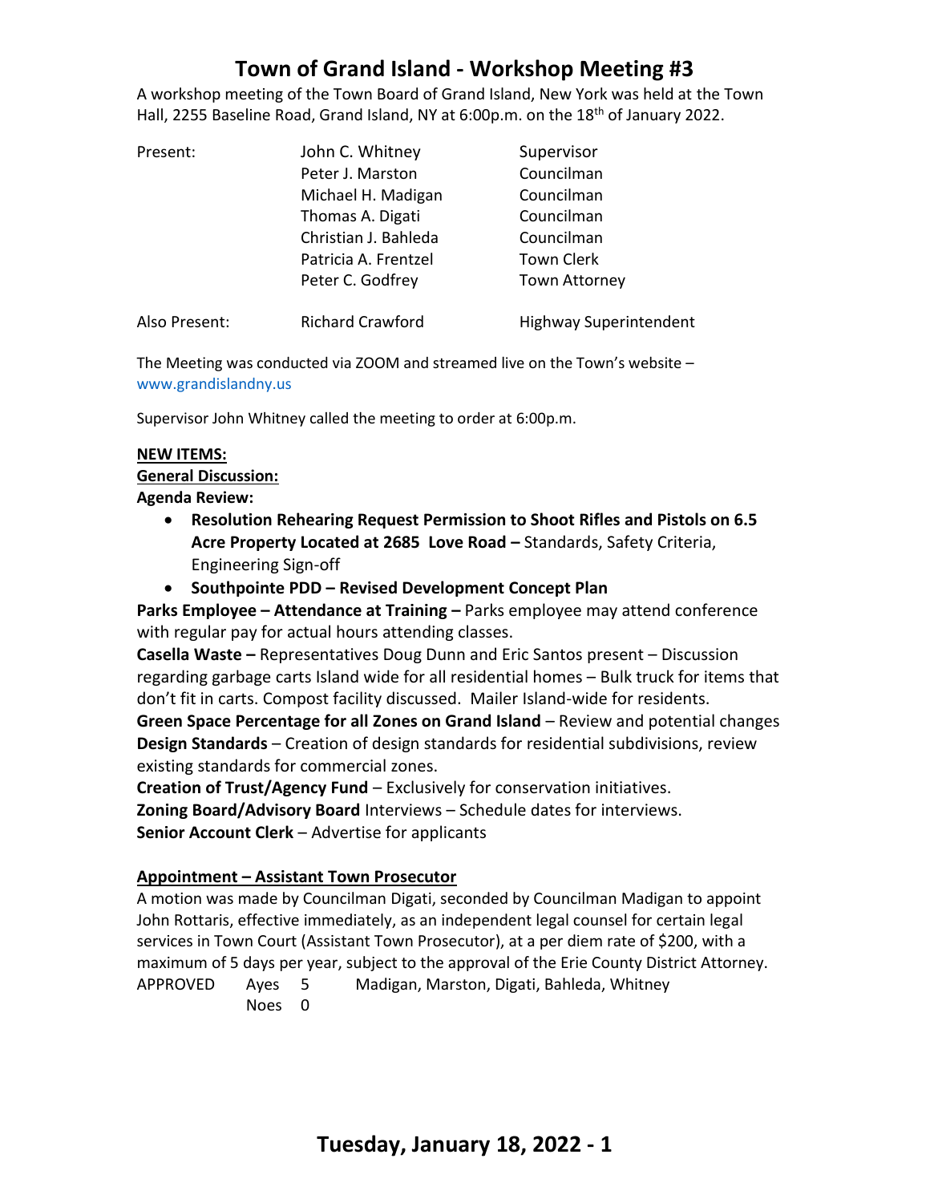# Town of Grand Island - Workshop Meeting #3

A workshop meeting of the Town Board of Grand Island, New York was held at the Town Hall, 2255 Baseline Road, Grand Island, NY at 6:00p.m. on the 18th of January 2022.

| | | |
|---|---|---|
| Present: | John C. Whitney | Supervisor |
| | Peter J. Marston | Councilman |
| | Michael H. Madigan | Councilman |
| | Thomas A. Digati | Councilman |
| | Christian J. Bahleda | Councilman |
| | Patricia A. Frentzel | Town Clerk |
| | Peter C. Godfrey | Town Attorney |
| Also Present: | Richard Crawford | Highway Superintendent |

The Meeting was conducted via ZOOM and streamed live on the Town's website – www.grandislandny.us

Supervisor John Whitney called the meeting to order at 6:00p.m.

**NEW ITEMS:**

**General Discussion:**

**Agenda Review:**

- **Resolution Rehearing Request Permission to Shoot Rifles and Pistols on 6.5 Acre Property Located at 2685 Love Road –** Standards, Safety Criteria, Engineering Sign-off
- **Southpointe PDD – Revised Development Concept Plan**

**Parks Employee – Attendance at Training –** Parks employee may attend conference with regular pay for actual hours attending classes.

**Casella Waste –** Representatives Doug Dunn and Eric Santos present – Discussion regarding garbage carts Island wide for all residential homes – Bulk truck for items that don't fit in carts. Compost facility discussed. Mailer Island-wide for residents.

**Green Space Percentage for all Zones on Grand Island** – Review and potential changes

**Design Standards** – Creation of design standards for residential subdivisions, review existing standards for commercial zones.

**Creation of Trust/Agency Fund** – Exclusively for conservation initiatives.

**Zoning Board/Advisory Board** Interviews – Schedule dates for interviews.

**Senior Account Clerk** – Advertise for applicants

**Appointment – Assistant Town Prosecutor**

A motion was made by Councilman Digati, seconded by Councilman Madigan to appoint John Rottaris, effective immediately, as an independent legal counsel for certain legal services in Town Court (Assistant Town Prosecutor), at a per diem rate of $200, with a maximum of 5 days per year, subject to the approval of the Erie County District Attorney.

APPROVED Ayes 5 Madigan, Marston, Digati, Bahleda, Whitney
Noes 0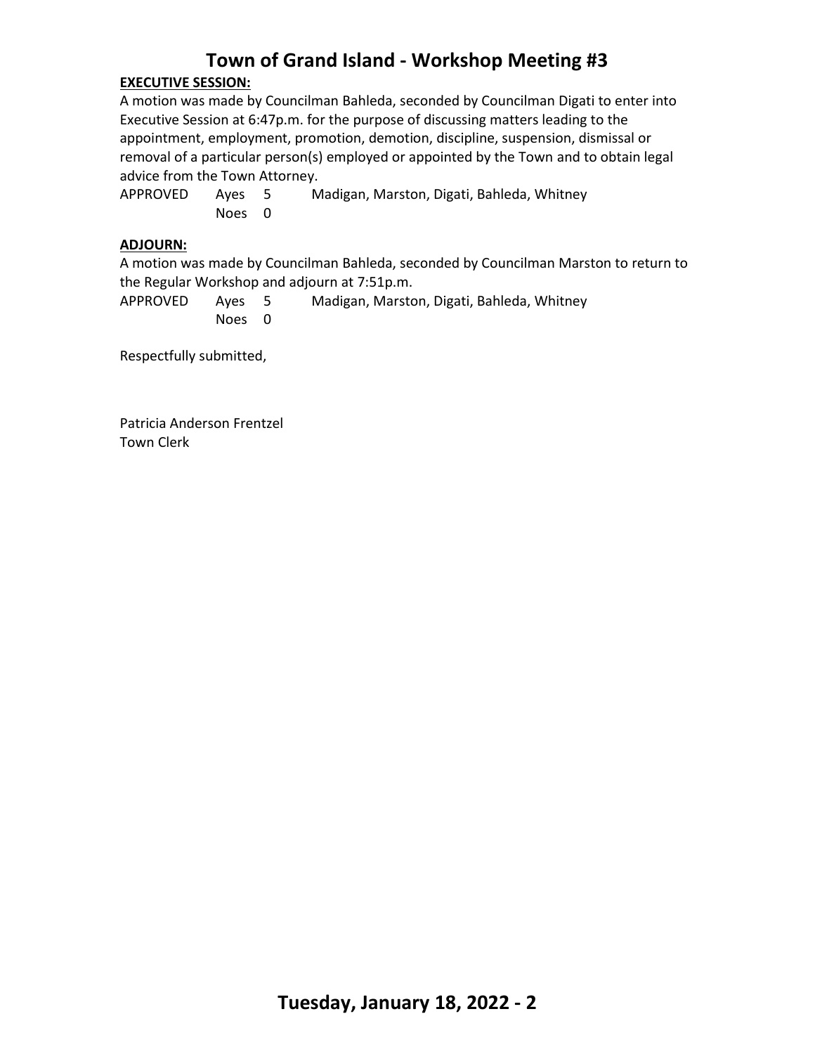**EXECUTIVE SESSION:**

A motion was made by Councilman Bahleda, seconded by Councilman Digati to enter into Executive Session at 6:47p.m. for the purpose of discussing matters leading to the appointment, employment, promotion, demotion, discipline, suspension, dismissal or removal of a particular person(s) employed or appointed by the Town and to obtain legal advice from the Town Attorney.

| | | | |
|---|---|---|---|
| APPROVED | Ayes | 5 | Madigan, Marston, Digati, Bahleda, Whitney |
| | Noes | 0 | |

**ADJOURN:**

A motion was made by Councilman Bahleda, seconded by Councilman Marston to return to the Regular Workshop and adjourn at 7:51p.m.

| | | | |
|---|---|---|---|
| APPROVED | Ayes | 5 | Madigan, Marston, Digati, Bahleda, Whitney |
| | Noes | 0 | |

Respectfully submitted,

Patricia Anderson Frentzel
Town Clerk